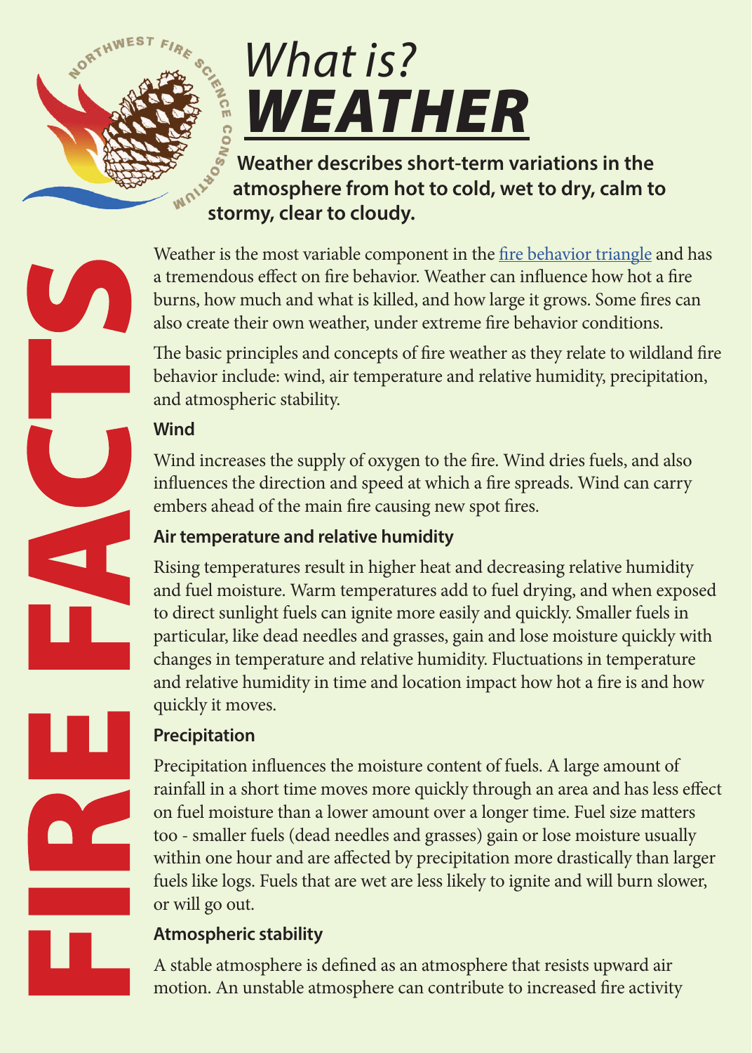NORTHWEST FIRE SCIENCE CONSORTIUM

# *What is?* ***WEATHER***

**Weather describes short-term variations in the atmosphere from hot to cold, wet to dry, calm to stormy, clear to cloudy.**

FIRE FACTS

Weather is the most variable component in the [fire behavior triangle] and has a tremendous effect on fire behavior. Weather can influence how hot a fire burns, how much and what is killed, and how large it grows. Some fires can also create their own weather, under extreme fire behavior conditions.

The basic principles and concepts of fire weather as they relate to wildland fire behavior include: wind, air temperature and relative humidity, precipitation, and atmospheric stability.

### Wind

Wind increases the supply of oxygen to the fire. Wind dries fuels, and also influences the direction and speed at which a fire spreads. Wind can carry embers ahead of the main fire causing new spot fires.

### Air temperature and relative humidity

Rising temperatures result in higher heat and decreasing relative humidity and fuel moisture. Warm temperatures add to fuel drying, and when exposed to direct sunlight fuels can ignite more easily and quickly. Smaller fuels in particular, like dead needles and grasses, gain and lose moisture quickly with changes in temperature and relative humidity. Fluctuations in temperature and relative humidity in time and location impact how hot a fire is and how quickly it moves.

### Precipitation

Precipitation influences the moisture content of fuels. A large amount of rainfall in a short time moves more quickly through an area and has less effect on fuel moisture than a lower amount over a longer time. Fuel size matters too - smaller fuels (dead needles and grasses) gain or lose moisture usually within one hour and are affected by precipitation more drastically than larger fuels like logs. Fuels that are wet are less likely to ignite and will burn slower, or will go out.

### Atmospheric stability

A stable atmosphere is defined as an atmosphere that resists upward air motion. An unstable atmosphere can contribute to increased fire activity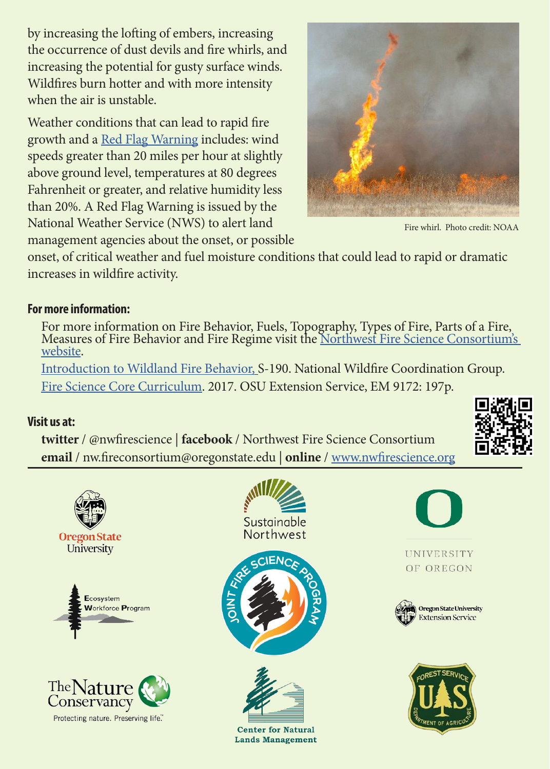by increasing the lofting of embers, increasing the occurrence of dust devils and fire whirls, and increasing the potential for gusty surface winds. Wildfires burn hotter and with more intensity when the air is unstable.

Weather conditions that can lead to rapid fire growth and a Red Flag Warning includes: wind speeds greater than 20 miles per hour at slightly above ground level, temperatures at 80 degrees Fahrenheit or greater, and relative humidity less than 20%. A Red Flag Warning is issued by the National Weather Service (NWS) to alert land management agencies about the onset, or possible onset, of critical weather and fuel moisture conditions that could lead to rapid or dramatic increases in wildfire activity.

Fire whirl. Photo credit: NOAA

## For more information:

For more information on Fire Behavior, Fuels, Topography, Types of Fire, Parts of a Fire, Measures of Fire Behavior and Fire Regime visit the Northwest Fire Science Consortium's website.

Introduction to Wildland Fire Behavior, S-190. National Wildfire Coordination Group.

Fire Science Core Curriculum. 2017. OSU Extension Service, EM 9172: 197p.

## Visit us at:

**twitter** / @nwfirescience | **facebook** / Northwest Fire Science Consortium
**email** / nw.fireconsortium@oregonstate.edu | **online** / www.nwfirescience.org

Oregon State University
Sustainable Northwest
University of Oregon
Ecosystem Workforce Program
Joint Fire Science Program
Oregon State University Extension Service
The Nature Conservancy — Protecting nature. Preserving life.™
Center for Natural Lands Management
Forest Service — U.S. Department of Agriculture